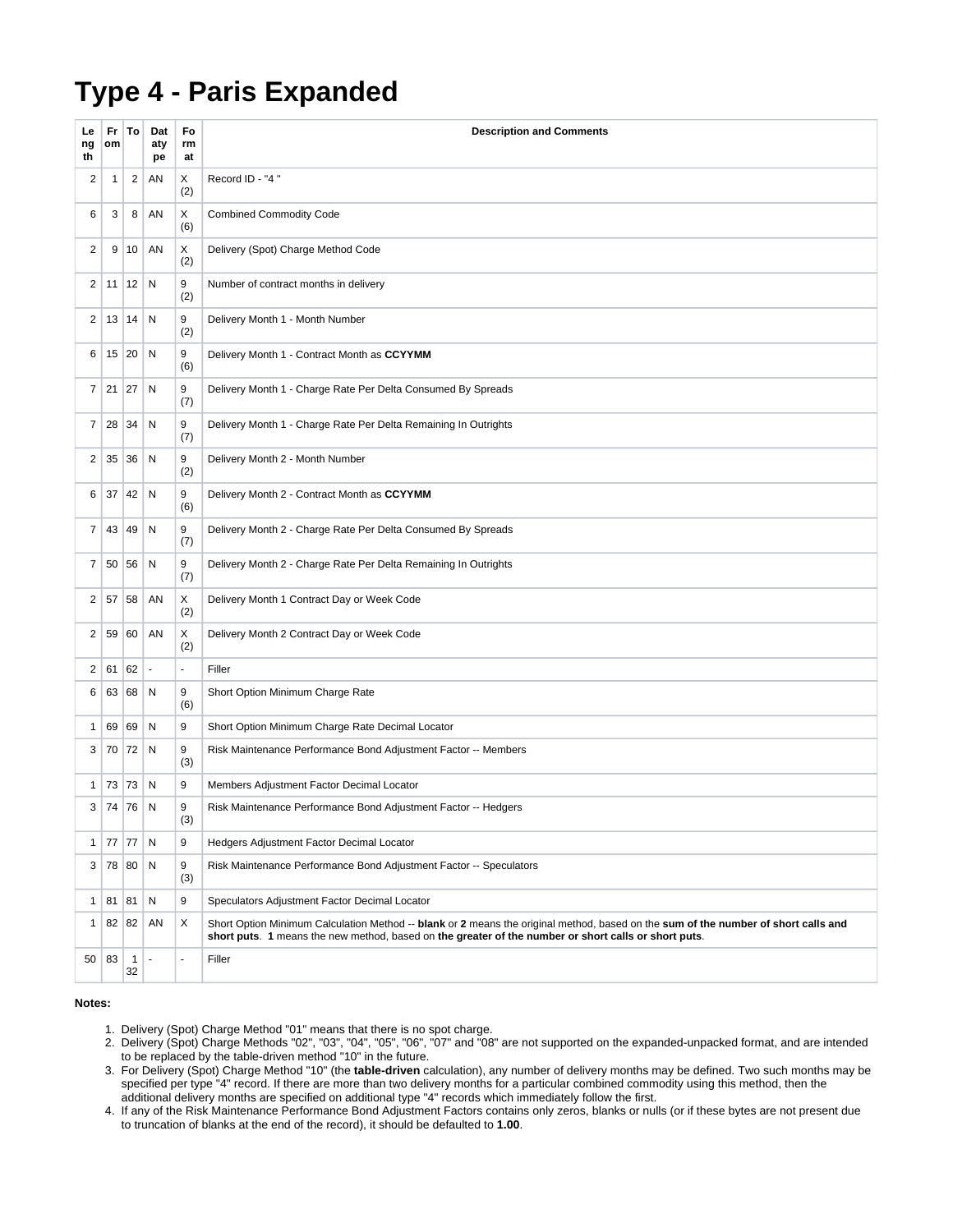# Type 4 - Paris Expanded

| Length | From | To | Datatype | Format | Description and Comments |
|---|---|---|---|---|---|
| 2 | 1 | 2 | AN | X (2) | Record ID - "4 " |
| 6 | 3 | 8 | AN | X (6) | Combined Commodity Code |
| 2 | 9 | 10 | AN | X (2) | Delivery (Spot) Charge Method Code |
| 2 | 11 | 12 | N | 9 (2) | Number of contract months in delivery |
| 2 | 13 | 14 | N | 9 (2) | Delivery Month 1 - Month Number |
| 6 | 15 | 20 | N | 9 (6) | Delivery Month 1 - Contract Month as **CCYYMM** |
| 7 | 21 | 27 | N | 9 (7) | Delivery Month 1 - Charge Rate Per Delta Consumed By Spreads |
| 7 | 28 | 34 | N | 9 (7) | Delivery Month 1 - Charge Rate Per Delta Remaining In Outrights |
| 2 | 35 | 36 | N | 9 (2) | Delivery Month 2 - Month Number |
| 6 | 37 | 42 | N | 9 (6) | Delivery Month 2 - Contract Month as **CCYYMM** |
| 7 | 43 | 49 | N | 9 (7) | Delivery Month 2 - Charge Rate Per Delta Consumed By Spreads |
| 7 | 50 | 56 | N | 9 (7) | Delivery Month 2 - Charge Rate Per Delta Remaining In Outrights |
| 2 | 57 | 58 | AN | X (2) | Delivery Month 1 Contract Day or Week Code |
| 2 | 59 | 60 | AN | X (2) | Delivery Month 2 Contract Day or Week Code |
| 2 | 61 | 62 | - | - | Filler |
| 6 | 63 | 68 | N | 9 (6) | Short Option Minimum Charge Rate |
| 1 | 69 | 69 | N | 9 | Short Option Minimum Charge Rate Decimal Locator |
| 3 | 70 | 72 | N | 9 (3) | Risk Maintenance Performance Bond Adjustment Factor -- Members |
| 1 | 73 | 73 | N | 9 | Members Adjustment Factor Decimal Locator |
| 3 | 74 | 76 | N | 9 (3) | Risk Maintenance Performance Bond Adjustment Factor -- Hedgers |
| 1 | 77 | 77 | N | 9 | Hedgers Adjustment Factor Decimal Locator |
| 3 | 78 | 80 | N | 9 (3) | Risk Maintenance Performance Bond Adjustment Factor -- Speculators |
| 1 | 81 | 81 | N | 9 | Speculators Adjustment Factor Decimal Locator |
| 1 | 82 | 82 | AN | X | Short Option Minimum Calculation Method -- **blank** or **2** means the original method, based on the **sum of the number of short calls and short puts**. **1** means the new method, based on **the greater of the number or short calls or short puts**. |
| 50 | 83 | 132 | - | - | Filler |

**Notes:**

1. Delivery (Spot) Charge Method "01" means that there is no spot charge.
2. Delivery (Spot) Charge Methods "02", "03", "04", "05", "06", "07" and "08" are not supported on the expanded-unpacked format, and are intended to be replaced by the table-driven method "10" in the future.
3. For Delivery (Spot) Charge Method "10" (the **table-driven** calculation), any number of delivery months may be defined. Two such months may be specified per type "4" record. If there are more than two delivery months for a particular combined commodity using this method, then the additional delivery months are specified on additional type "4" records which immediately follow the first.
4. If any of the Risk Maintenance Performance Bond Adjustment Factors contains only zeros, blanks or nulls (or if these bytes are not present due to truncation of blanks at the end of the record), it should be defaulted to **1.00**.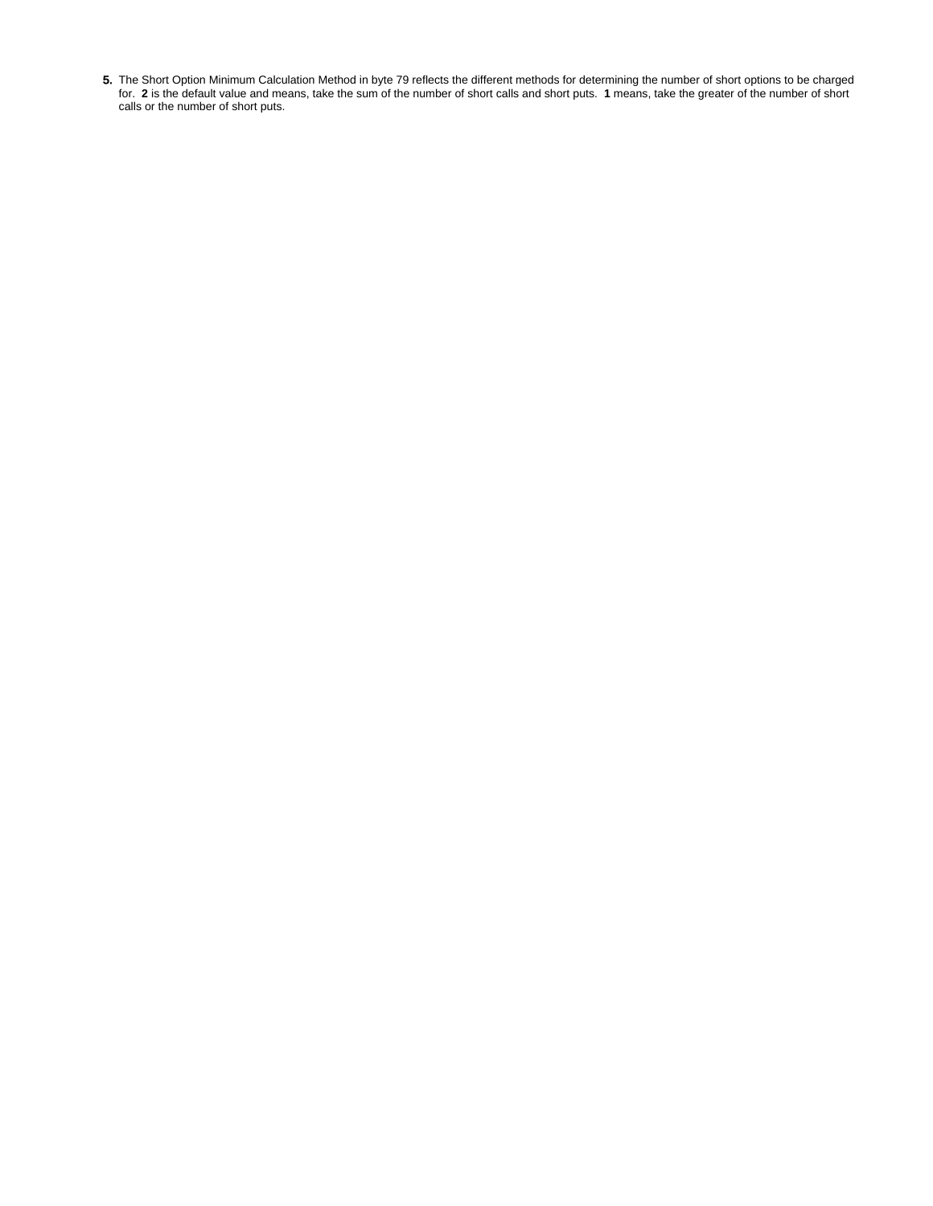5. The Short Option Minimum Calculation Method in byte 79 reflects the different methods for determining the number of short options to be charged for. **2** is the default value and means, take the sum of the number of short calls and short puts. **1** means, take the greater of the number of short calls or the number of short puts.